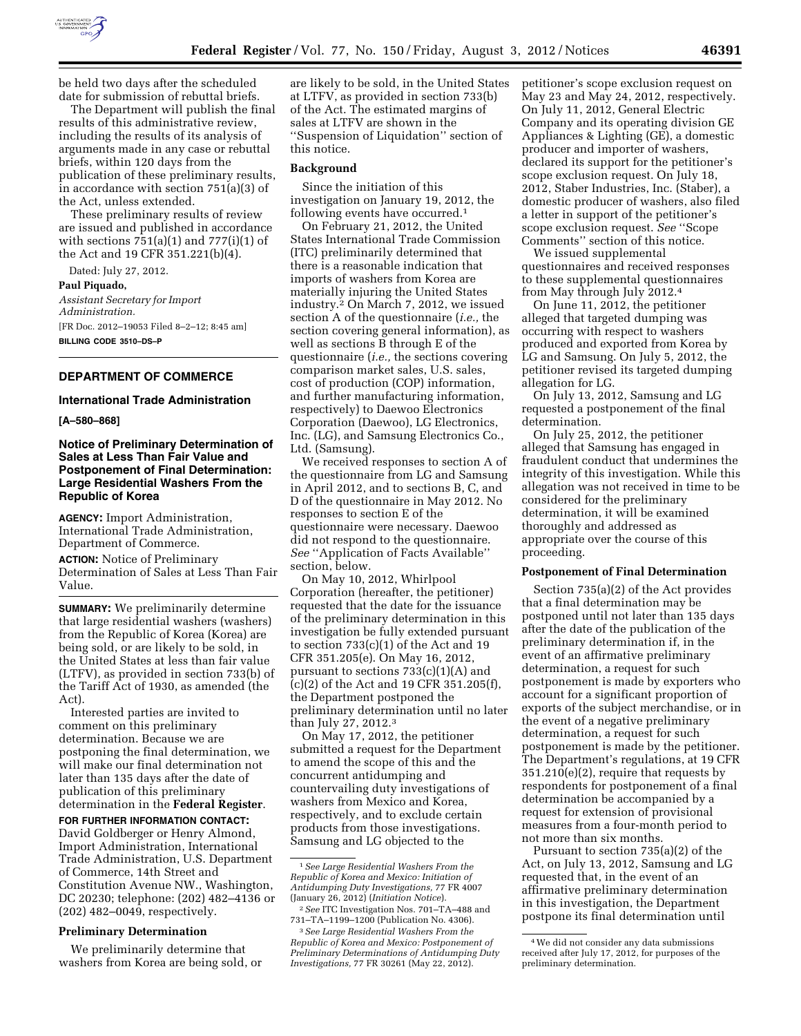be held two days after the scheduled date for submission of rebuttal briefs.

The Department will publish the final results of this administrative review, including the results of its analysis of arguments made in any case or rebuttal briefs, within 120 days from the publication of these preliminary results, in accordance with section 751(a)(3) of the Act, unless extended.

These preliminary results of review are issued and published in accordance with sections 751(a)(1) and 777(i)(1) of the Act and 19 CFR 351.221(b)(4).

Dated: July 27, 2012.

**Paul Piquado,**

*Assistant Secretary for Import Administration.*

[FR Doc. 2012–19053 Filed 8–2–12; 8:45 am]

**BILLING CODE 3510–DS–P**

## DEPARTMENT OF COMMERCE

### International Trade Administration

**[A–580–868]**

### Notice of Preliminary Determination of Sales at Less Than Fair Value and Postponement of Final Determination: Large Residential Washers From the Republic of Korea

**AGENCY:** Import Administration, International Trade Administration, Department of Commerce.

**ACTION:** Notice of Preliminary Determination of Sales at Less Than Fair Value.

**SUMMARY:** We preliminarily determine that large residential washers (washers) from the Republic of Korea (Korea) are being sold, or are likely to be sold, in the United States at less than fair value (LTFV), as provided in section 733(b) of the Tariff Act of 1930, as amended (the Act).

Interested parties are invited to comment on this preliminary determination. Because we are postponing the final determination, we will make our final determination not later than 135 days after the date of publication of this preliminary determination in the **Federal Register**.

**FOR FURTHER INFORMATION CONTACT:** David Goldberger or Henry Almond, Import Administration, International Trade Administration, U.S. Department of Commerce, 14th Street and Constitution Avenue NW., Washington, DC 20230; telephone: (202) 482–4136 or (202) 482–0049, respectively.

**Preliminary Determination**

We preliminarily determine that washers from Korea are being sold, or are likely to be sold, in the United States at LTFV, as provided in section 733(b) of the Act. The estimated margins of sales at LTFV are shown in the ''Suspension of Liquidation'' section of this notice.

**Background**

Since the initiation of this investigation on January 19, 2012, the following events have occurred.[1]

On February 21, 2012, the United States International Trade Commission (ITC) preliminarily determined that there is a reasonable indication that imports of washers from Korea are materially injuring the United States industry.[2] On March 7, 2012, we issued section A of the questionnaire (*i.e.,* the section covering general information), as well as sections B through E of the questionnaire (*i.e.,* the sections covering comparison market sales, U.S. sales, cost of production (COP) information, and further manufacturing information, respectively) to Daewoo Electronics Corporation (Daewoo), LG Electronics, Inc. (LG), and Samsung Electronics Co., Ltd. (Samsung).

We received responses to section A of the questionnaire from LG and Samsung in April 2012, and to sections B, C, and D of the questionnaire in May 2012. No responses to section E of the questionnaire were necessary. Daewoo did not respond to the questionnaire. *See* ''Application of Facts Available'' section, below.

On May 10, 2012, Whirlpool Corporation (hereafter, the petitioner) requested that the date for the issuance of the preliminary determination in this investigation be fully extended pursuant to section 733(c)(1) of the Act and 19 CFR 351.205(e). On May 16, 2012, pursuant to sections 733(c)(1)(A) and (c)(2) of the Act and 19 CFR 351.205(f), the Department postponed the preliminary determination until no later than July 27, 2012.[3]

On May 17, 2012, the petitioner submitted a request for the Department to amend the scope of this and the concurrent antidumping and countervailing duty investigations of washers from Mexico and Korea, respectively, and to exclude certain products from those investigations. Samsung and LG objected to the petitioner's scope exclusion request on May 23 and May 24, 2012, respectively. On July 11, 2012, General Electric Company and its operating division GE Appliances & Lighting (GE), a domestic producer and importer of washers, declared its support for the petitioner's scope exclusion request. On July 18, 2012, Staber Industries, Inc. (Staber), a domestic producer of washers, also filed a letter in support of the petitioner's scope exclusion request. *See* ''Scope Comments'' section of this notice.

We issued supplemental questionnaires and received responses to these supplemental questionnaires from May through July 2012.[4]

On June 11, 2012, the petitioner alleged that targeted dumping was occurring with respect to washers produced and exported from Korea by LG and Samsung. On July 5, 2012, the petitioner revised its targeted dumping allegation for LG.

On July 13, 2012, Samsung and LG requested a postponement of the final determination.

On July 25, 2012, the petitioner alleged that Samsung has engaged in fraudulent conduct that undermines the integrity of this investigation. While this allegation was not received in time to be considered for the preliminary determination, it will be examined thoroughly and addressed as appropriate over the course of this proceeding.

**Postponement of Final Determination**

Section 735(a)(2) of the Act provides that a final determination may be postponed until not later than 135 days after the date of the publication of the preliminary determination if, in the event of an affirmative preliminary determination, a request for such postponement is made by exporters who account for a significant proportion of exports of the subject merchandise, or in the event of a negative preliminary determination, a request for such postponement is made by the petitioner. The Department's regulations, at 19 CFR 351.210(e)(2), require that requests by respondents for postponement of a final determination be accompanied by a request for extension of provisional measures from a four-month period to not more than six months.

Pursuant to section 735(a)(2) of the Act, on July 13, 2012, Samsung and LG requested that, in the event of an affirmative preliminary determination in this investigation, the Department postpone its final determination until

[1] *See Large Residential Washers From the Republic of Korea and Mexico: Initiation of Antidumping Duty Investigations,* 77 FR 4007 (January 26, 2012) (*Initiation Notice*).

[2] *See* ITC Investigation Nos. 701–TA–488 and 731–TA–1199–1200 (Publication No. 4306).

[3] *See Large Residential Washers From the Republic of Korea and Mexico: Postponement of Preliminary Determinations of Antidumping Duty Investigations,* 77 FR 30261 (May 22, 2012).

[4] We did not consider any data submissions received after July 17, 2012, for purposes of the preliminary determination.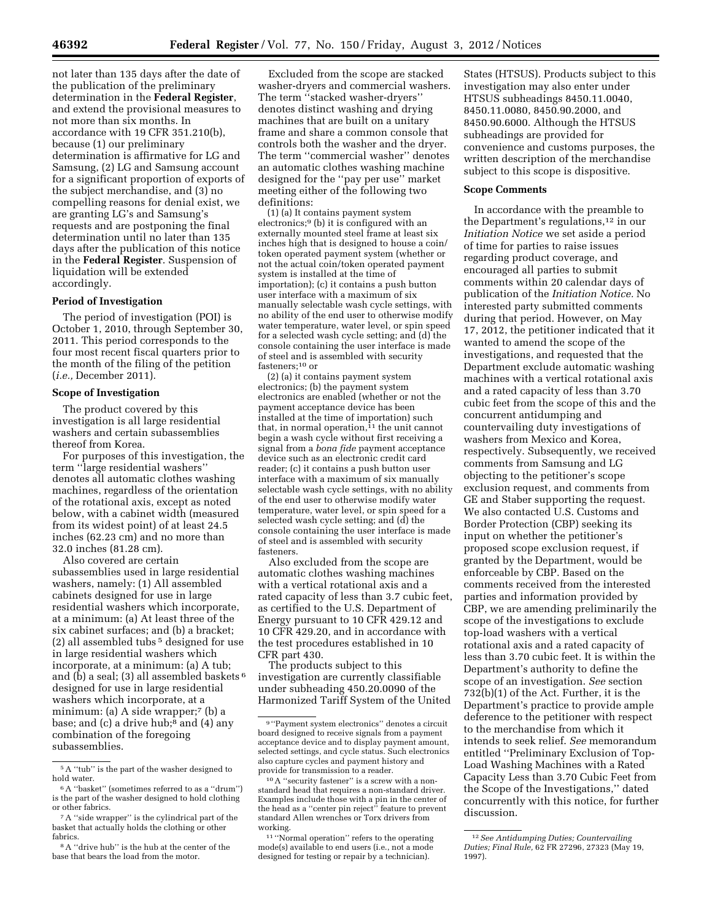not later than 135 days after the date of the publication of the preliminary determination in the **Federal Register**, and extend the provisional measures to not more than six months. In accordance with 19 CFR 351.210(b), because (1) our preliminary determination is affirmative for LG and Samsung, (2) LG and Samsung account for a significant proportion of exports of the subject merchandise, and (3) no compelling reasons for denial exist, we are granting LG's and Samsung's requests and are postponing the final determination until no later than 135 days after the publication of this notice in the **Federal Register**. Suspension of liquidation will be extended accordingly.

**Period of Investigation**

The period of investigation (POI) is October 1, 2010, through September 30, 2011. This period corresponds to the four most recent fiscal quarters prior to the month of the filing of the petition (*i.e.,* December 2011).

**Scope of Investigation**

The product covered by this investigation is all large residential washers and certain subassemblies thereof from Korea.

For purposes of this investigation, the term "large residential washers" denotes all automatic clothes washing machines, regardless of the orientation of the rotational axis, except as noted below, with a cabinet width (measured from its widest point) of at least 24.5 inches (62.23 cm) and no more than 32.0 inches (81.28 cm).

Also covered are certain subassemblies used in large residential washers, namely: (1) All assembled cabinets designed for use in large residential washers which incorporate, at a minimum: (a) At least three of the six cabinet surfaces; and (b) a bracket; (2) all assembled tubs [5] designed for use in large residential washers which incorporate, at a minimum: (a) A tub; and (b) a seal; (3) all assembled baskets [6] designed for use in large residential washers which incorporate, at a minimum: (a) A side wrapper;[7] (b) a base; and (c) a drive hub;[8] and (4) any combination of the foregoing subassemblies.

Excluded from the scope are stacked washer-dryers and commercial washers. The term "stacked washer-dryers" denotes distinct washing and drying machines that are built on a unitary frame and share a common console that controls both the washer and the dryer. The term "commercial washer" denotes an automatic clothes washing machine designed for the "pay per use" market meeting either of the following two definitions:

(1) (a) It contains payment system electronics;[9] (b) it is configured with an externally mounted steel frame at least six inches high that is designed to house a coin/token operated payment system (whether or not the actual coin/token operated payment system is installed at the time of importation); (c) it contains a push button user interface with a maximum of six manually selectable wash cycle settings, with no ability of the end user to otherwise modify water temperature, water level, or spin speed for a selected wash cycle setting; and (d) the console containing the user interface is made of steel and is assembled with security fasteners;[10] or

(2) (a) it contains payment system electronics; (b) the payment system electronics are enabled (whether or not the payment acceptance device has been installed at the time of importation) such that, in normal operation,[11] the unit cannot begin a wash cycle without first receiving a signal from a *bona fide* payment acceptance device such as an electronic credit card reader; (c) it contains a push button user interface with a maximum of six manually selectable wash cycle settings, with no ability of the end user to otherwise modify water temperature, water level, or spin speed for a selected wash cycle setting; and (d) the console containing the user interface is made of steel and is assembled with security fasteners.

Also excluded from the scope are automatic clothes washing machines with a vertical rotational axis and a rated capacity of less than 3.7 cubic feet, as certified to the U.S. Department of Energy pursuant to 10 CFR 429.12 and 10 CFR 429.20, and in accordance with the test procedures established in 10 CFR part 430.

The products subject to this investigation are currently classifiable under subheading 450.20.0090 of the Harmonized Tariff Schedule of the United States (HTSUS). Products subject to this investigation may also enter under HTSUS subheadings 8450.11.0040, 8450.11.0080, 8450.90.2000, and 8450.90.6000. Although the HTSUS subheadings are provided for convenience and customs purposes, the written description of the merchandise subject to this scope is dispositive.

**Scope Comments**

In accordance with the preamble to the Department's regulations,[12] in our *Initiation Notice* we set aside a period of time for parties to raise issues regarding product coverage, and encouraged all parties to submit comments within 20 calendar days of publication of the *Initiation Notice.* No interested party submitted comments during that period. However, on May 17, 2012, the petitioner indicated that it wanted to amend the scope of the investigations, and requested that the Department exclude automatic washing machines with a vertical rotational axis and a rated capacity of less than 3.70 cubic feet from the scope of this and the concurrent antidumping and countervailing duty investigations of washers from Mexico and Korea, respectively. Subsequently, we received comments from Samsung and LG objecting to the petitioner's scope exclusion request, and comments from GE and Staber supporting the request. We also contacted U.S. Customs and Border Protection (CBP) seeking its input on whether the petitioner's proposed scope exclusion request, if granted by the Department, would be enforceable by CBP. Based on the comments received from the interested parties and information provided by CBP, we are amending preliminarily the scope of the investigations to exclude top-load washers with a vertical rotational axis and a rated capacity of less than 3.70 cubic feet. It is within the Department's authority to define the scope of an investigation. *See* section 732(b)(1) of the Act. Further, it is the Department's practice to provide ample deference to the petitioner with respect to the merchandise from which it intends to seek relief. *See* memorandum entitled "Preliminary Exclusion of Top-Load Washing Machines with a Rated Capacity Less than 3.70 Cubic Feet from the Scope of the Investigations," dated concurrently with this notice, for further discussion.

---

[5] A "tub" is the part of the washer designed to hold water.

[6] A "basket" (sometimes referred to as a "drum") is the part of the washer designed to hold clothing or other fabrics.

[7] A "side wrapper" is the cylindrical part of the basket that actually holds the clothing or other fabrics.

[8] A "drive hub" is the hub at the center of the base that bears the load from the motor.

[9] "Payment system electronics" denotes a circuit board designed to receive signals from a payment acceptance device and to display payment amount, selected settings, and cycle status. Such electronics also capture cycles and payment history and provide for transmission to a reader.

[10] A "security fastener" is a screw with a non-standard head that requires a non-standard driver. Examples include those with a pin in the center of the head as a "center pin reject" feature to prevent standard Allen wrenches or Torx drivers from working.

[11] "Normal operation" refers to the operating mode(s) available to end users (i.e., not a mode designed for testing or repair by a technician).

[12] *See Antidumping Duties; Countervailing Duties; Final Rule,* 62 FR 27296, 27323 (May 19, 1997).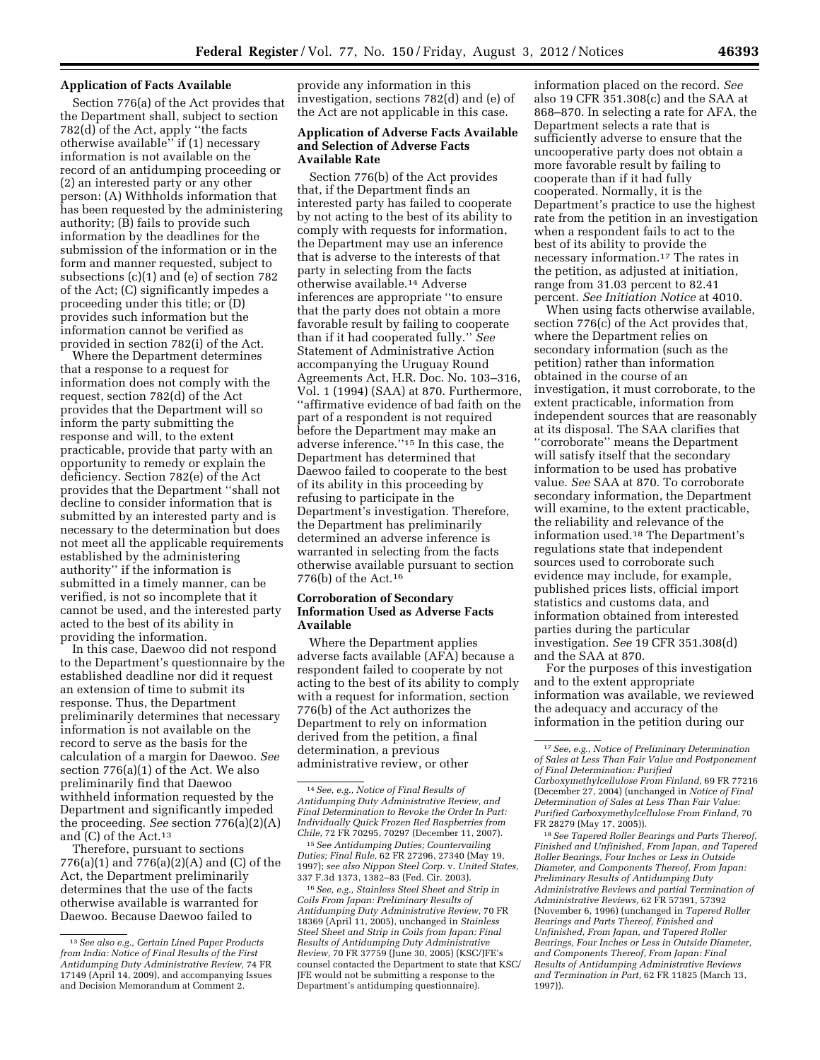### Application of Facts Available

Section 776(a) of the Act provides that the Department shall, subject to section 782(d) of the Act, apply ''the facts otherwise available'' if (1) necessary information is not available on the record of an antidumping proceeding or (2) an interested party or any other person: (A) Withholds information that has been requested by the administering authority; (B) fails to provide such information by the deadlines for the submission of the information or in the form and manner requested, subject to subsections (c)(1) and (e) of section 782 of the Act; (C) significantly impedes a proceeding under this title; or (D) provides such information but the information cannot be verified as provided in section 782(i) of the Act.

Where the Department determines that a response to a request for information does not comply with the request, section 782(d) of the Act provides that the Department will so inform the party submitting the response and will, to the extent practicable, provide that party with an opportunity to remedy or explain the deficiency. Section 782(e) of the Act provides that the Department ''shall not decline to consider information that is submitted by an interested party and is necessary to the determination but does not meet all the applicable requirements established by the administering authority'' if the information is submitted in a timely manner, can be verified, is not so incomplete that it cannot be used, and the interested party acted to the best of its ability in providing the information.

In this case, Daewoo did not respond to the Department's questionnaire by the established deadline nor did it request an extension of time to submit its response. Thus, the Department preliminarily determines that necessary information is not available on the record to serve as the basis for the calculation of a margin for Daewoo. *See* section 776(a)(1) of the Act. We also preliminarily find that Daewoo withheld information requested by the Department and significantly impeded the proceeding. *See* section 776(a)(2)(A) and (C) of the Act.[13]

Therefore, pursuant to sections 776(a)(1) and 776(a)(2)(A) and (C) of the Act, the Department preliminarily determines that the use of the facts otherwise available is warranted for Daewoo. Because Daewoo failed to provide any information in this investigation, sections 782(d) and (e) of the Act are not applicable in this case.

### Application of Adverse Facts Available and Selection of Adverse Facts Available Rate

Section 776(b) of the Act provides that, if the Department finds an interested party has failed to cooperate by not acting to the best of its ability to comply with requests for information, the Department may use an inference that is adverse to the interests of that party in selecting from the facts otherwise available.[14] Adverse inferences are appropriate ''to ensure that the party does not obtain a more favorable result by failing to cooperate than if it had cooperated fully.'' *See* Statement of Administrative Action accompanying the Uruguay Round Agreements Act, H.R. Doc. No. 103–316, Vol. 1 (1994) (SAA) at 870. Furthermore, ''affirmative evidence of bad faith on the part of a respondent is not required before the Department may make an adverse inference.''[15] In this case, the Department has determined that Daewoo failed to cooperate to the best of its ability in this proceeding by refusing to participate in the Department's investigation. Therefore, the Department has preliminarily determined an adverse inference is warranted in selecting from the facts otherwise available pursuant to section 776(b) of the Act.[16]

### Corroboration of Secondary Information Used as Adverse Facts Available

Where the Department applies adverse facts available (AFA) because a respondent failed to cooperate by not acting to the best of its ability to comply with a request for information, section 776(b) of the Act authorizes the Department to rely on information derived from the petition, a final determination, a previous administrative review, or other information placed on the record. *See* also 19 CFR 351.308(c) and the SAA at 868–870. In selecting a rate for AFA, the Department selects a rate that is sufficiently adverse to ensure that the uncooperative party does not obtain a more favorable result by failing to cooperate than if it had fully cooperated. Normally, it is the Department's practice to use the highest rate from the petition in an investigation when a respondent fails to act to the best of its ability to provide the necessary information.[17] The rates in the petition, as adjusted at initiation, range from 31.03 percent to 82.41 percent. *See Initiation Notice* at 4010.

When using facts otherwise available, section 776(c) of the Act provides that, where the Department relies on secondary information (such as the petition) rather than information obtained in the course of an investigation, it must corroborate, to the extent practicable, information from independent sources that are reasonably at its disposal. The SAA clarifies that ''corroborate'' means the Department will satisfy itself that the secondary information to be used has probative value. *See* SAA at 870. To corroborate secondary information, the Department will examine, to the extent practicable, the reliability and relevance of the information used.[18] The Department's regulations state that independent sources used to corroborate such evidence may include, for example, published prices lists, official import statistics and customs data, and information obtained from interested parties during the particular investigation. *See* 19 CFR 351.308(d) and the SAA at 870.

For the purposes of this investigation and to the extent appropriate information was available, we reviewed the adequacy and accuracy of the information in the petition during our

---

[13] *See also e.g., Certain Lined Paper Products from India: Notice of Final Results of the First Antidumping Duty Administrative Review,* 74 FR 17149 (April 14, 2009), and accompanying Issues and Decision Memorandum at Comment 2.

[14] *See, e.g., Notice of Final Results of Antidumping Duty Administrative Review, and Final Determination to Revoke the Order In Part: Individually Quick Frozen Red Raspberries from Chile,* 72 FR 70295, 70297 (December 11, 2007).

[15] *See Antidumping Duties; Countervailing Duties; Final Rule,* 62 FR 27296, 27340 (May 19, 1997); *see also Nippon Steel Corp.* v. *United States,* 337 F.3d 1373, 1382–83 (Fed. Cir. 2003).

[16] *See, e.g., Stainless Steel Sheet and Strip in Coils From Japan: Preliminary Results of Antidumping Duty Administrative Review,* 70 FR 18369 (April 11, 2005), unchanged in *Stainless Steel Sheet and Strip in Coils from Japan: Final Results of Antidumping Duty Administrative Review,* 70 FR 37759 (June 30, 2005) (KSC/JFE's counsel contacted the Department to state that KSC/JFE would not be submitting a response to the Department's antidumping questionnaire).

[17] *See, e.g., Notice of Preliminary Determination of Sales at Less Than Fair Value and Postponement of Final Determination: Purified Carboxymethylcellulose From Finland,* 69 FR 77216 (December 27, 2004) (unchanged in *Notice of Final Determination of Sales at Less Than Fair Value: Purified Carboxymethylcellulose From Finland,* 70 FR 28279 (May 17, 2005)).

[18] *See Tapered Roller Bearings and Parts Thereof, Finished and Unfinished, From Japan, and Tapered Roller Bearings, Four Inches or Less in Outside Diameter, and Components Thereof, From Japan: Preliminary Results of Antidumping Duty Administrative Reviews and partial Termination of Administrative Reviews,* 62 FR 57391, 57392 (November 6, 1996) (unchanged in *Tapered Roller Bearings and Parts Thereof, Finished and Unfinished, From Japan, and Tapered Roller Bearings, Four Inches or Less in Outside Diameter, and Components Thereof, From Japan: Final Results of Antidumping Administrative Reviews and Termination in Part,* 62 FR 11825 (March 13, 1997)).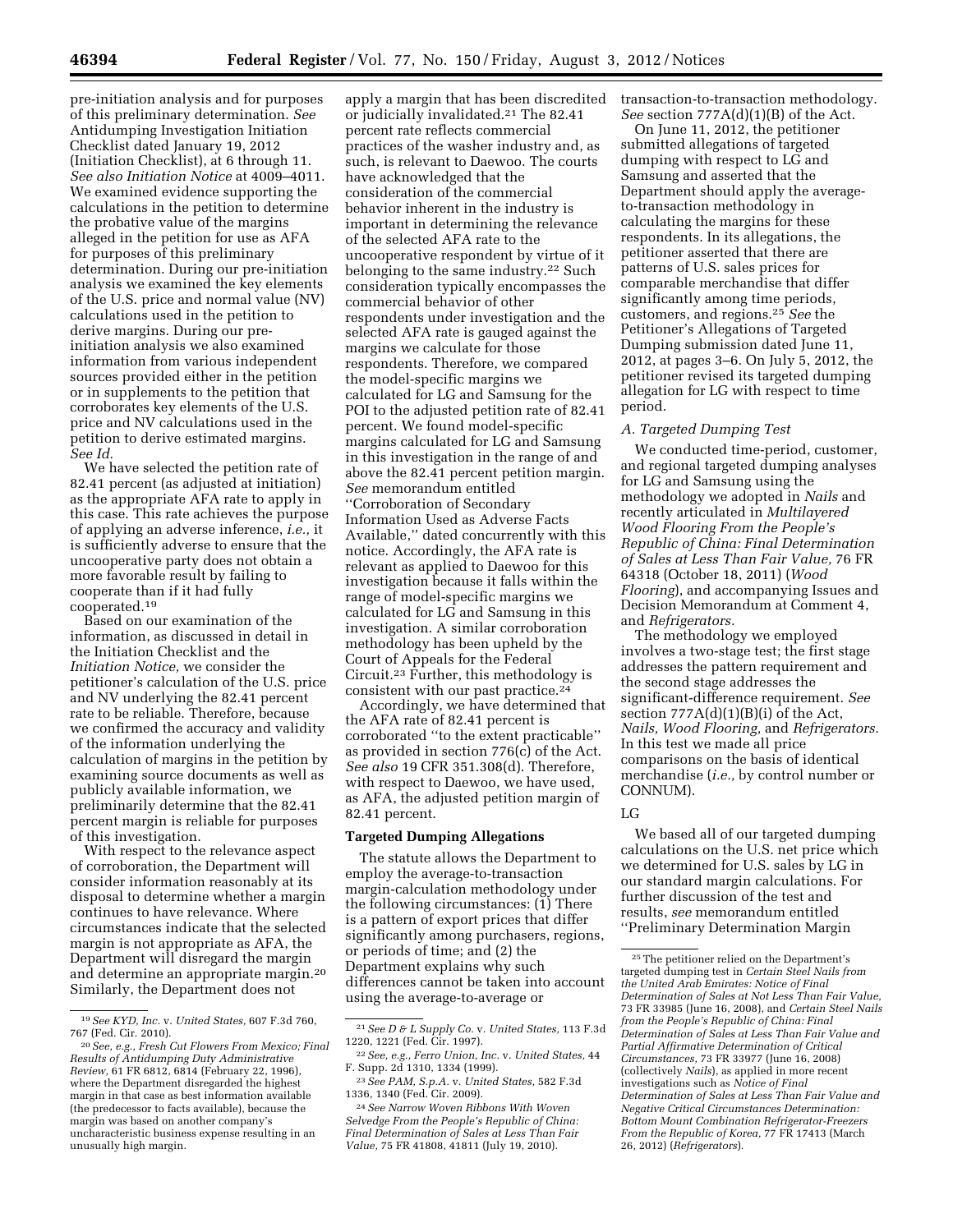pre-initiation analysis and for purposes of this preliminary determination. *See* Antidumping Investigation Initiation Checklist dated January 19, 2012 (Initiation Checklist), at 6 through 11. *See also Initiation Notice* at 4009–4011. We examined evidence supporting the calculations in the petition to determine the probative value of the margins alleged in the petition for use as AFA for purposes of this preliminary determination. During our pre-initiation analysis we examined the key elements of the U.S. price and normal value (NV) calculations used in the petition to derive margins. During our pre-initiation analysis we also examined information from various independent sources provided either in the petition or in supplements to the petition that corroborates key elements of the U.S. price and NV calculations used in the petition to derive estimated margins. *See Id.*

We have selected the petition rate of 82.41 percent (as adjusted at initiation) as the appropriate AFA rate to apply in this case. This rate achieves the purpose of applying an adverse inference, *i.e.,* it is sufficiently adverse to ensure that the uncooperative party does not obtain a more favorable result by failing to cooperate than if it had fully cooperated.[19]

Based on our examination of the information, as discussed in detail in the Initiation Checklist and the *Initiation Notice,* we consider the petitioner's calculation of the U.S. price and NV underlying the 82.41 percent rate to be reliable. Therefore, because we confirmed the accuracy and validity of the information underlying the calculation of margins in the petition by examining source documents as well as publicly available information, we preliminarily determine that the 82.41 percent margin is reliable for purposes of this investigation.

With respect to the relevance aspect of corroboration, the Department will consider information reasonably at its disposal to determine whether a margin continues to have relevance. Where circumstances indicate that the selected margin is not appropriate as AFA, the Department will disregard the margin and determine an appropriate margin.[20] Similarly, the Department does not apply a margin that has been discredited or judicially invalidated.[21] The 82.41 percent rate reflects commercial practices of the washer industry and, as such, is relevant to Daewoo. The courts have acknowledged that the consideration of the commercial behavior inherent in the industry is important in determining the relevance of the selected AFA rate to the uncooperative respondent by virtue of it belonging to the same industry.[22] Such consideration typically encompasses the commercial behavior of other respondents under investigation and the selected AFA rate is gauged against the margins we calculate for those respondents. Therefore, we compared the model-specific margins we calculated for LG and Samsung for the POI to the adjusted petition rate of 82.41 percent. We found model-specific margins calculated for LG and Samsung in this investigation in the range of and above the 82.41 percent petition margin. *See* memorandum entitled "Corroboration of Secondary Information Used as Adverse Facts Available," dated concurrently with this notice. Accordingly, the AFA rate is relevant as applied to Daewoo for this investigation because it falls within the range of model-specific margins we calculated for LG and Samsung in this investigation. A similar corroboration methodology has been upheld by the Court of Appeals for the Federal Circuit.[23] Further, this methodology is consistent with our past practice.[24]

Accordingly, we have determined that the AFA rate of 82.41 percent is corroborated "to the extent practicable" as provided in section 776(c) of the Act. *See also* 19 CFR 351.308(d). Therefore, with respect to Daewoo, we have used, as AFA, the adjusted petition margin of 82.41 percent.

**Targeted Dumping Allegations**

The statute allows the Department to employ the average-to-transaction margin-calculation methodology under the following circumstances: (1) There is a pattern of export prices that differ significantly among purchasers, regions, or periods of time; and (2) the Department explains why such differences cannot be taken into account using the average-to-average or transaction-to-transaction methodology. *See* section 777A(d)(1)(B) of the Act.

On June 11, 2012, the petitioner submitted allegations of targeted dumping with respect to LG and Samsung and asserted that the Department should apply the average-to-transaction methodology in calculating the margins for these respondents. In its allegations, the petitioner asserted that there are patterns of U.S. sales prices for comparable merchandise that differ significantly among time periods, customers, and regions.[25] *See* the Petitioner's Allegations of Targeted Dumping submission dated June 11, 2012, at pages 3–6. On July 5, 2012, the petitioner revised its targeted dumping allegation for LG with respect to time period.

*A. Targeted Dumping Test*

We conducted time-period, customer, and regional targeted dumping analyses for LG and Samsung using the methodology we adopted in *Nails* and recently articulated in *Multilayered Wood Flooring From the People's Republic of China: Final Determination of Sales at Less Than Fair Value,* 76 FR 64318 (October 18, 2011) (*Wood Flooring*), and accompanying Issues and Decision Memorandum at Comment 4, and *Refrigerators.*

The methodology we employed involves a two-stage test; the first stage addresses the pattern requirement and the second stage addresses the significant-difference requirement. *See* section 777A(d)(1)(B)(i) of the Act, *Nails, Wood Flooring,* and *Refrigerators.* In this test we made all price comparisons on the basis of identical merchandise (*i.e.,* by control number or CONNUM).

LG

We based all of our targeted dumping calculations on the U.S. net price which we determined for U.S. sales by LG in our standard margin calculations. For further discussion of the test and results, *see* memorandum entitled "Preliminary Determination Margin

---

[19] *See KYD, Inc.* v. *United States,* 607 F.3d 760, 767 (Fed. Cir. 2010).

[20] *See, e.g., Fresh Cut Flowers From Mexico; Final Results of Antidumping Duty Administrative Review,* 61 FR 6812, 6814 (February 22, 1996), where the Department disregarded the highest margin in that case as best information available (the predecessor to facts available), because the margin was based on another company's uncharacteristic business expense resulting in an unusually high margin.

[21] *See D & L Supply Co.* v. *United States,* 113 F.3d 1220, 1221 (Fed. Cir. 1997).

[22] *See, e.g., Ferro Union, Inc.* v. *United States,* 44 F. Supp. 2d 1310, 1334 (1999).

[23] *See PAM, S.p.A.* v. *United States,* 582 F.3d 1336, 1340 (Fed. Cir. 2009).

[24] *See Narrow Woven Ribbons With Woven Selvedge From the People's Republic of China: Final Determination of Sales at Less Than Fair Value,* 75 FR 41808, 41811 (July 19, 2010).

[25] The petitioner relied on the Department's targeted dumping test in *Certain Steel Nails from the United Arab Emirates: Notice of Final Determination of Sales at Not Less Than Fair Value,* 73 FR 33985 (June 16, 2008), and *Certain Steel Nails from the People's Republic of China: Final Determination of Sales at Less Than Fair Value and Partial Affirmative Determination of Critical Circumstances,* 73 FR 33977 (June 16, 2008) (collectively *Nails*), as applied in more recent investigations such as *Notice of Final Determination of Sales at Less Than Fair Value and Negative Critical Circumstances Determination: Bottom Mount Combination Refrigerator-Freezers From the Republic of Korea,* 77 FR 17413 (March 26, 2012) (*Refrigerators*).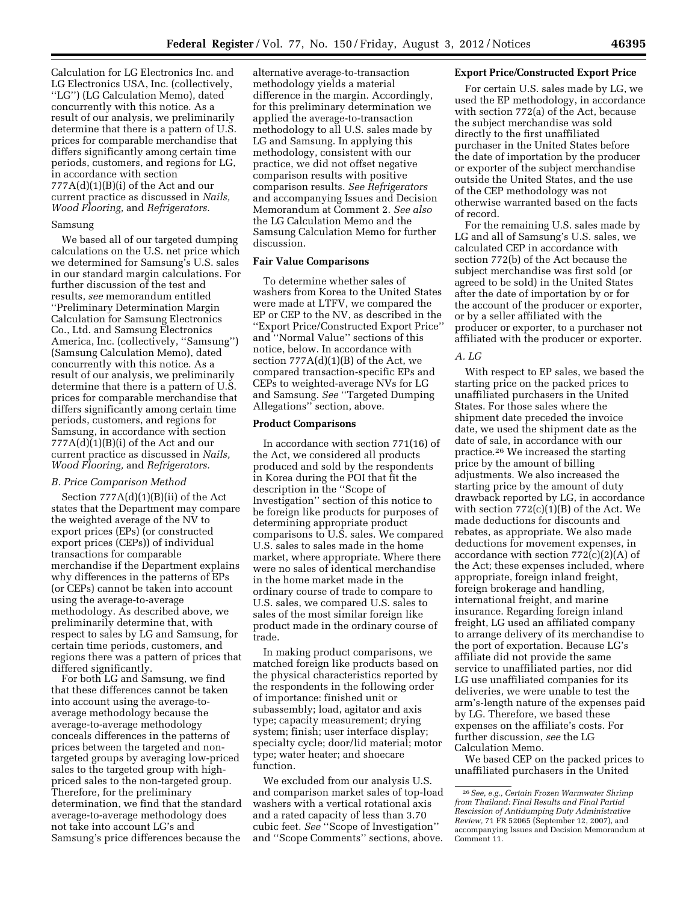Calculation for LG Electronics Inc. and LG Electronics USA, Inc. (collectively, ''LG'') (LG Calculation Memo), dated concurrently with this notice. As a result of our analysis, we preliminarily determine that there is a pattern of U.S. prices for comparable merchandise that differs significantly among certain time periods, customers, and regions for LG, in accordance with section 777A(d)(1)(B)(i) of the Act and our current practice as discussed in *Nails, Wood Flooring,* and *Refrigerators.*

Samsung

We based all of our targeted dumping calculations on the U.S. net price which we determined for Samsung's U.S. sales in our standard margin calculations. For further discussion of the test and results, *see* memorandum entitled ''Preliminary Determination Margin Calculation for Samsung Electronics Co., Ltd. and Samsung Electronics America, Inc. (collectively, ''Samsung'') (Samsung Calculation Memo), dated concurrently with this notice. As a result of our analysis, we preliminarily determine that there is a pattern of U.S. prices for comparable merchandise that differs significantly among certain time periods, customers, and regions for Samsung, in accordance with section 777A(d)(1)(B)(i) of the Act and our current practice as discussed in *Nails, Wood Flooring,* and *Refrigerators.*

*B. Price Comparison Method*

Section 777A(d)(1)(B)(ii) of the Act states that the Department may compare the weighted average of the NV to export prices (EPs) (or constructed export prices (CEPs)) of individual transactions for comparable merchandise if the Department explains why differences in the patterns of EPs (or CEPs) cannot be taken into account using the average-to-average methodology. As described above, we preliminarily determine that, with respect to sales by LG and Samsung, for certain time periods, customers, and regions there was a pattern of prices that differed significantly.

For both LG and Samsung, we find that these differences cannot be taken into account using the average-to-average methodology because the average-to-average methodology conceals differences in the patterns of prices between the targeted and non-targeted groups by averaging low-priced sales to the targeted group with high-priced sales to the non-targeted group. Therefore, for the preliminary determination, we find that the standard average-to-average methodology does not take into account LG's and Samsung's price differences because the alternative average-to-transaction methodology yields a material difference in the margin. Accordingly, for this preliminary determination we applied the average-to-transaction methodology to all U.S. sales made by LG and Samsung. In applying this methodology, consistent with our practice, we did not offset negative comparison results with positive comparison results. *See Refrigerators* and accompanying Issues and Decision Memorandum at Comment 2. *See also* the LG Calculation Memo and the Samsung Calculation Memo for further discussion.

**Fair Value Comparisons**

To determine whether sales of washers from Korea to the United States were made at LTFV, we compared the EP or CEP to the NV, as described in the ''Export Price/Constructed Export Price'' and ''Normal Value'' sections of this notice, below. In accordance with section 777A(d)(1)(B) of the Act, we compared transaction-specific EPs and CEPs to weighted-average NVs for LG and Samsung. *See* ''Targeted Dumping Allegations'' section, above.

**Product Comparisons**

In accordance with section 771(16) of the Act, we considered all products produced and sold by the respondents in Korea during the POI that fit the description in the ''Scope of Investigation'' section of this notice to be foreign like products for purposes of determining appropriate product comparisons to U.S. sales. We compared U.S. sales to sales made in the home market, where appropriate. Where there were no sales of identical merchandise in the home market made in the ordinary course of trade to compare to U.S. sales, we compared U.S. sales to sales of the most similar foreign like product made in the ordinary course of trade.

In making product comparisons, we matched foreign like products based on the physical characteristics reported by the respondents in the following order of importance: finished unit or subassembly; load, agitator and axis type; capacity measurement; drying system; finish; user interface display; specialty cycle; door/lid material; motor type; water heater; and shoecare function.

We excluded from our analysis U.S. and comparison market sales of top-load washers with a vertical rotational axis and a rated capacity of less than 3.70 cubic feet. *See* ''Scope of Investigation'' and ''Scope Comments'' sections, above.

**Export Price/Constructed Export Price**

For certain U.S. sales made by LG, we used the EP methodology, in accordance with section 772(a) of the Act, because the subject merchandise was sold directly to the first unaffiliated purchaser in the United States before the date of importation by the producer or exporter of the subject merchandise outside the United States, and the use of the CEP methodology was not otherwise warranted based on the facts of record.

For the remaining U.S. sales made by LG and all of Samsung's U.S. sales, we calculated CEP in accordance with section 772(b) of the Act because the subject merchandise was first sold (or agreed to be sold) in the United States after the date of importation by or for the account of the producer or exporter, or by a seller affiliated with the producer or exporter, to a purchaser not affiliated with the producer or exporter.

*A. LG*

With respect to EP sales, we based the starting price on the packed prices to unaffiliated purchasers in the United States. For those sales where the shipment date preceded the invoice date, we used the shipment date as the date of sale, in accordance with our practice.[26] We increased the starting price by the amount of billing adjustments. We also increased the starting price by the amount of duty drawback reported by LG, in accordance with section 772(c)(1)(B) of the Act. We made deductions for discounts and rebates, as appropriate. We also made deductions for movement expenses, in accordance with section 772(c)(2)(A) of the Act; these expenses included, where appropriate, foreign inland freight, foreign brokerage and handling, international freight, and marine insurance. Regarding foreign inland freight, LG used an affiliated company to arrange delivery of its merchandise to the port of exportation. Because LG's affiliate did not provide the same service to unaffiliated parties, nor did LG use unaffiliated companies for its deliveries, we were unable to test the arm's-length nature of the expenses paid by LG. Therefore, we based these expenses on the affiliate's costs. For further discussion, *see* the LG Calculation Memo.

We based CEP on the packed prices to unaffiliated purchasers in the United

[26] *See, e.g., Certain Frozen Warmwater Shrimp from Thailand: Final Results and Final Partial Rescission of Antidumping Duty Administrative Review,* 71 FR 52065 (September 12, 2007), and accompanying Issues and Decision Memorandum at Comment 11.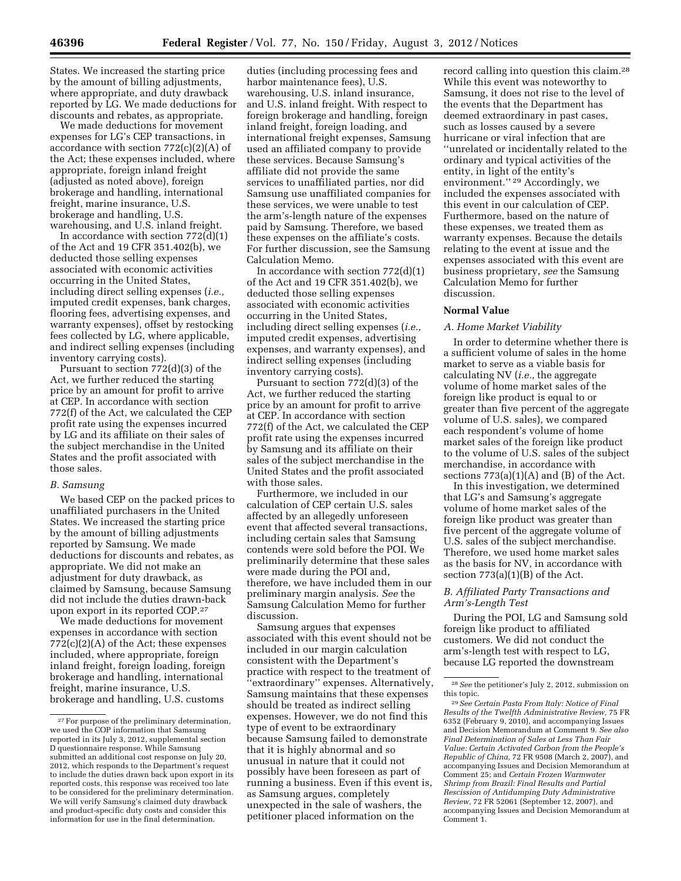States. We increased the starting price by the amount of billing adjustments, where appropriate, and duty drawback reported by LG. We made deductions for discounts and rebates, as appropriate.

We made deductions for movement expenses for LG's CEP transactions, in accordance with section 772(c)(2)(A) of the Act; these expenses included, where appropriate, foreign inland freight (adjusted as noted above), foreign brokerage and handling, international freight, marine insurance, U.S. brokerage and handling, U.S. warehousing, and U.S. inland freight.

In accordance with section 772(d)(1) of the Act and 19 CFR 351.402(b), we deducted those selling expenses associated with economic activities occurring in the United States, including direct selling expenses (*i.e.,* imputed credit expenses, bank charges, flooring fees, advertising expenses, and warranty expenses), offset by restocking fees collected by LG, where applicable, and indirect selling expenses (including inventory carrying costs).

Pursuant to section 772(d)(3) of the Act, we further reduced the starting price by an amount for profit to arrive at CEP. In accordance with section 772(f) of the Act, we calculated the CEP profit rate using the expenses incurred by LG and its affiliate on their sales of the subject merchandise in the United States and the profit associated with those sales.

### B. Samsung

We based CEP on the packed prices to unaffiliated purchasers in the United States. We increased the starting price by the amount of billing adjustments reported by Samsung. We made deductions for discounts and rebates, as appropriate. We did not make an adjustment for duty drawback, as claimed by Samsung, because Samsung did not include the duties drawn-back upon export in its reported COP.[27]

We made deductions for movement expenses in accordance with section 772(c)(2)(A) of the Act; these expenses included, where appropriate, foreign inland freight, foreign loading, foreign brokerage and handling, international freight, marine insurance, U.S. brokerage and handling, U.S. customs duties (including processing fees and harbor maintenance fees), U.S. warehousing, U.S. inland insurance, and U.S. inland freight. With respect to foreign brokerage and handling, foreign inland freight, foreign loading, and international freight expenses, Samsung used an affiliated company to provide these services. Because Samsung's affiliate did not provide the same services to unaffiliated parties, nor did Samsung use unaffiliated companies for these services, we were unable to test the arm's-length nature of the expenses paid by Samsung. Therefore, we based these expenses on the affiliate's costs. For further discussion, see the Samsung Calculation Memo.

In accordance with section 772(d)(1) of the Act and 19 CFR 351.402(b), we deducted those selling expenses associated with economic activities occurring in the United States, including direct selling expenses (*i.e.,* imputed credit expenses, advertising expenses, and warranty expenses), and indirect selling expenses (including inventory carrying costs).

Pursuant to section 772(d)(3) of the Act, we further reduced the starting price by an amount for profit to arrive at CEP. In accordance with section 772(f) of the Act, we calculated the CEP profit rate using the expenses incurred by Samsung and its affiliate on their sales of the subject merchandise in the United States and the profit associated with those sales.

Furthermore, we included in our calculation of CEP certain U.S. sales affected by an allegedly unforeseen event that affected several transactions, including certain sales that Samsung contends were sold before the POI. We preliminarily determine that these sales were made during the POI and, therefore, we have included them in our preliminary margin analysis. *See* the Samsung Calculation Memo for further discussion.

Samsung argues that expenses associated with this event should not be included in our margin calculation consistent with the Department's practice with respect to the treatment of "extraordinary" expenses. Alternatively, Samsung maintains that these expenses should be treated as indirect selling expenses. However, we do not find this type of event to be extraordinary because Samsung failed to demonstrate that it is highly abnormal and so unusual in nature that it could not possibly have been foreseen as part of running a business. Even if this event is, as Samsung argues, completely unexpected in the sale of washers, the petitioner placed information on the record calling into question this claim.[28] While this event was noteworthy to Samsung, it does not rise to the level of the events that the Department has deemed extraordinary in past cases, such as losses caused by a severe hurricane or viral infection that are "unrelated or incidentally related to the ordinary and typical activities of the entity, in light of the entity's environment."[29] Accordingly, we included the expenses associated with this event in our calculation of CEP. Furthermore, based on the nature of these expenses, we treated them as warranty expenses. Because the details relating to the event at issue and the expenses associated with this event are business proprietary, *see* the Samsung Calculation Memo for further discussion.

## Normal Value

### A. Home Market Viability

In order to determine whether there is a sufficient volume of sales in the home market to serve as a viable basis for calculating NV (*i.e.,* the aggregate volume of home market sales of the foreign like product is equal to or greater than five percent of the aggregate volume of U.S. sales), we compared each respondent's volume of home market sales of the foreign like product to the volume of U.S. sales of the subject merchandise, in accordance with sections 773(a)(1)(A) and (B) of the Act.

In this investigation, we determined that LG's and Samsung's aggregate volume of home market sales of the foreign like product was greater than five percent of the aggregate volume of U.S. sales of the subject merchandise. Therefore, we used home market sales as the basis for NV, in accordance with section 773(a)(1)(B) of the Act.

### B. Affiliated Party Transactions and Arm's-Length Test

During the POI, LG and Samsung sold foreign like product to affiliated customers. We did not conduct the arm's-length test with respect to LG, because LG reported the downstream

---

[27] For purpose of the preliminary determination, we used the COP information that Samsung reported in its July 3, 2012, supplemental section D questionnaire response. While Samsung submitted an additional cost response on July 20, 2012, which responds to the Department's request to include the duties drawn back upon export in its reported costs, this response was received too late to be considered for the preliminary determination. We will verify Samsung's claimed duty drawback and product-specific duty costs and consider this information for use in the final determination.

[28] *See* the petitioner's July 2, 2012, submission on this topic.

[29] *See Certain Pasta From Italy: Notice of Final Results of the Twelfth Administrative Review,* 75 FR 6352 (February 9, 2010), and accompanying Issues and Decision Memorandum at Comment 9. *See also Final Determination of Sales at Less Than Fair Value: Certain Activated Carbon from the People's Republic of China,* 72 FR 9508 (March 2, 2007), and accompanying Issues and Decision Memorandum at Comment 25; and *Certain Frozen Warmwater Shrimp from Brazil: Final Results and Partial Rescission of Antidumping Duty Administrative Review,* 72 FR 52061 (September 12, 2007), and accompanying Issues and Decision Memorandum at Comment 1.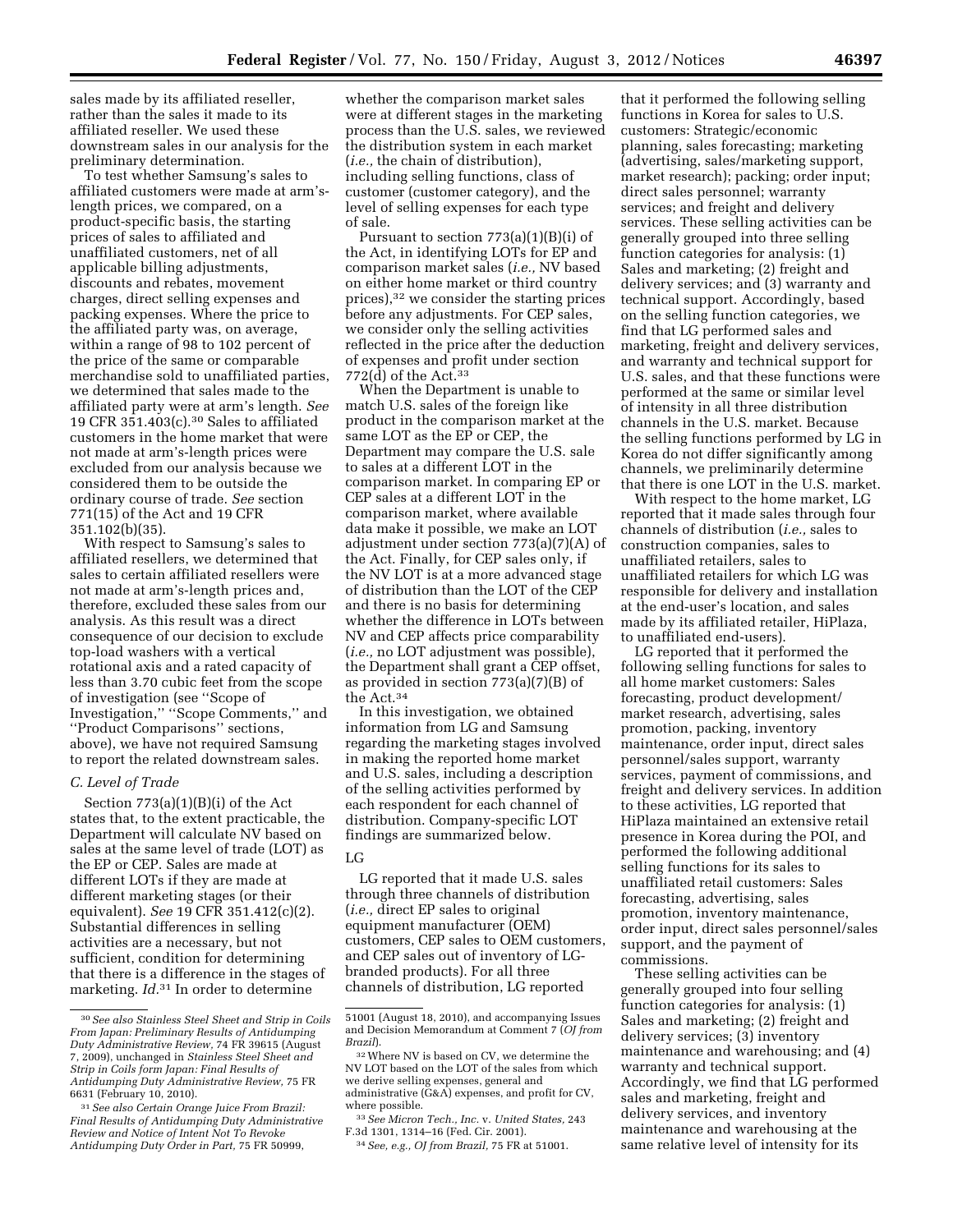sales made by its affiliated reseller, rather than the sales it made to its affiliated reseller. We used these downstream sales in our analysis for the preliminary determination.

To test whether Samsung's sales to affiliated customers were made at arm's-length prices, we compared, on a product-specific basis, the starting prices of sales to affiliated and unaffiliated customers, net of all applicable billing adjustments, discounts and rebates, movement charges, direct selling expenses and packing expenses. Where the price to the affiliated party was, on average, within a range of 98 to 102 percent of the price of the same or comparable merchandise sold to unaffiliated parties, we determined that sales made to the affiliated party were at arm's length. *See* 19 CFR 351.403(c).[30] Sales to affiliated customers in the home market that were not made at arm's-length prices were excluded from our analysis because we considered them to be outside the ordinary course of trade. *See* section 771(15) of the Act and 19 CFR 351.102(b)(35).

With respect to Samsung's sales to affiliated resellers, we determined that sales to certain affiliated resellers were not made at arm's-length prices and, therefore, excluded these sales from our analysis. As this result was a direct consequence of our decision to exclude top-load washers with a vertical rotational axis and a rated capacity of less than 3.70 cubic feet from the scope of investigation (see "Scope of Investigation," "Scope Comments," and "Product Comparisons" sections, above), we have not required Samsung to report the related downstream sales.

*C. Level of Trade*

Section 773(a)(1)(B)(i) of the Act states that, to the extent practicable, the Department will calculate NV based on sales at the same level of trade (LOT) as the EP or CEP. Sales are made at different LOTs if they are made at different marketing stages (or their equivalent). *See* 19 CFR 351.412(c)(2). Substantial differences in selling activities are a necessary, but not sufficient, condition for determining that there is a difference in the stages of marketing. *Id.*[31] In order to determine whether the comparison market sales were at different stages in the marketing process than the U.S. sales, we reviewed the distribution system in each market (*i.e.,* the chain of distribution), including selling functions, class of customer (customer category), and the level of selling expenses for each type of sale.

Pursuant to section 773(a)(1)(B)(i) of the Act, in identifying LOTs for EP and comparison market sales (*i.e.,* NV based on either home market or third country prices),[32] we consider the starting prices before any adjustments. For CEP sales, we consider only the selling activities reflected in the price after the deduction of expenses and profit under section 772(d) of the Act.[33]

When the Department is unable to match U.S. sales of the foreign like product in the comparison market at the same LOT as the EP or CEP, the Department may compare the U.S. sale to sales at a different LOT in the comparison market. In comparing EP or CEP sales at a different LOT in the comparison market, where available data make it possible, we make an LOT adjustment under section 773(a)(7)(A) of the Act. Finally, for CEP sales only, if the NV LOT is at a more advanced stage of distribution than the LOT of the CEP and there is no basis for determining whether the difference in LOTs between NV and CEP affects price comparability (*i.e.,* no LOT adjustment was possible), the Department shall grant a CEP offset, as provided in section 773(a)(7)(B) of the Act.[34]

In this investigation, we obtained information from LG and Samsung regarding the marketing stages involved in making the reported home market and U.S. sales, including a description of the selling activities performed by each respondent for each channel of distribution. Company-specific LOT findings are summarized below.

LG

LG reported that it made U.S. sales through three channels of distribution (*i.e.,* direct EP sales to original equipment manufacturer (OEM) customers, CEP sales to OEM customers, and CEP sales out of inventory of LG-branded products). For all three channels of distribution, LG reported that it performed the following selling functions in Korea for sales to U.S. customers: Strategic/economic planning, sales forecasting; marketing (advertising, sales/marketing support, market research); packing; order input; direct sales personnel; warranty services; and freight and delivery services. These selling activities can be generally grouped into three selling function categories for analysis: (1) Sales and marketing; (2) freight and delivery services; and (3) warranty and technical support. Accordingly, based on the selling function categories, we find that LG performed sales and marketing, freight and delivery services, and warranty and technical support for U.S. sales, and that these functions were performed at the same or similar level of intensity in all three distribution channels in the U.S. market. Because the selling functions performed by LG in Korea do not differ significantly among channels, we preliminarily determine that there is one LOT in the U.S. market.

With respect to the home market, LG reported that it made sales through four channels of distribution (*i.e.,* sales to construction companies, sales to unaffiliated retailers, sales to unaffiliated retailers for which LG was responsible for delivery and installation at the end-user's location, and sales made by its affiliated retailer, HiPlaza, to unaffiliated end-users).

LG reported that it performed the following selling functions for sales to all home market customers: Sales forecasting, product development/market research, advertising, sales promotion, packing, inventory maintenance, order input, direct sales personnel/sales support, warranty services, payment of commissions, and freight and delivery services. In addition to these activities, LG reported that HiPlaza maintained an extensive retail presence in Korea during the POI, and performed the following additional selling functions for its sales to unaffiliated retail customers: Sales forecasting, advertising, sales promotion, inventory maintenance, order input, direct sales personnel/sales support, and the payment of commissions.

These selling activities can be generally grouped into four selling function categories for analysis: (1) Sales and marketing; (2) freight and delivery services; (3) inventory maintenance and warehousing; and (4) warranty and technical support. Accordingly, we find that LG performed sales and marketing, freight and delivery services, and inventory maintenance and warehousing at the same relative level of intensity for its

---

[30] *See also Stainless Steel Sheet and Strip in Coils From Japan: Preliminary Results of Antidumping Duty Administrative Review,* 74 FR 39615 (August 7, 2009), unchanged in *Stainless Steel Sheet and Strip in Coils form Japan: Final Results of Antidumping Duty Administrative Review,* 75 FR 6631 (February 10, 2010).

[31] *See also Certain Orange Juice From Brazil: Final Results of Antidumping Duty Administrative Review and Notice of Intent Not To Revoke Antidumping Duty Order in Part,* 75 FR 50999, 51001 (August 18, 2010), and accompanying Issues and Decision Memorandum at Comment 7 (*OJ from Brazil*).

[32] Where NV is based on CV, we determine the NV LOT based on the LOT of the sales from which we derive selling expenses, general and administrative (G&A) expenses, and profit for CV, where possible.

[33] *See Micron Tech., Inc.* v. *United States,* 243 F.3d 1301, 1314–16 (Fed. Cir. 2001).

[34] *See, e.g., OJ from Brazil,* 75 FR at 51001.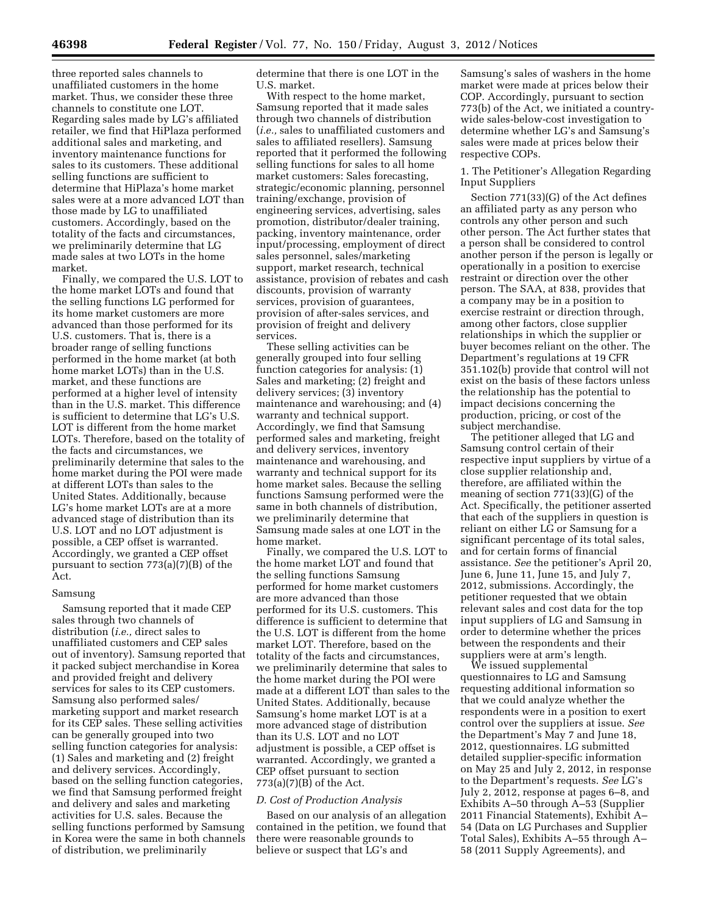three reported sales channels to unaffiliated customers in the home market. Thus, we consider these three channels to constitute one LOT. Regarding sales made by LG's affiliated retailer, we find that HiPlaza performed additional sales and marketing, and inventory maintenance functions for sales to its customers. These additional selling functions are sufficient to determine that HiPlaza's home market sales were at a more advanced LOT than those made by LG to unaffiliated customers. Accordingly, based on the totality of the facts and circumstances, we preliminarily determine that LG made sales at two LOTs in the home market.

Finally, we compared the U.S. LOT to the home market LOTs and found that the selling functions LG performed for its home market customers are more advanced than those performed for its U.S. customers. That is, there is a broader range of selling functions performed in the home market (at both home market LOTs) than in the U.S. market, and these functions are performed at a higher level of intensity than in the U.S. market. This difference is sufficient to determine that LG's U.S. LOT is different from the home market LOTs. Therefore, based on the totality of the facts and circumstances, we preliminarily determine that sales to the home market during the POI were made at different LOTs than sales to the United States. Additionally, because LG's home market LOTs are at a more advanced stage of distribution than its U.S. LOT and no LOT adjustment is possible, a CEP offset is warranted. Accordingly, we granted a CEP offset pursuant to section 773(a)(7)(B) of the Act.

Samsung

Samsung reported that it made CEP sales through two channels of distribution (*i.e.,* direct sales to unaffiliated customers and CEP sales out of inventory). Samsung reported that it packed subject merchandise in Korea and provided freight and delivery services for sales to its CEP customers. Samsung also performed sales/marketing support and market research for its CEP sales. These selling activities can be generally grouped into two selling function categories for analysis: (1) Sales and marketing and (2) freight and delivery services. Accordingly, based on the selling function categories, we find that Samsung performed freight and delivery and sales and marketing activities for U.S. sales. Because the selling functions performed by Samsung in Korea were the same in both channels of distribution, we preliminarily determine that there is one LOT in the U.S. market.

With respect to the home market, Samsung reported that it made sales through two channels of distribution (*i.e.,* sales to unaffiliated customers and sales to affiliated resellers). Samsung reported that it performed the following selling functions for sales to all home market customers: Sales forecasting, strategic/economic planning, personnel training/exchange, provision of engineering services, advertising, sales promotion, distributor/dealer training, packing, inventory maintenance, order input/processing, employment of direct sales personnel, sales/marketing support, market research, technical assistance, provision of rebates and cash discounts, provision of warranty services, provision of guarantees, provision of after-sales services, and provision of freight and delivery services.

These selling activities can be generally grouped into four selling function categories for analysis: (1) Sales and marketing; (2) freight and delivery services; (3) inventory maintenance and warehousing; and (4) warranty and technical support. Accordingly, we find that Samsung performed sales and marketing, freight and delivery services, inventory maintenance and warehousing, and warranty and technical support for its home market sales. Because the selling functions Samsung performed were the same in both channels of distribution, we preliminarily determine that Samsung made sales at one LOT in the home market.

Finally, we compared the U.S. LOT to the home market LOT and found that the selling functions Samsung performed for home market customers are more advanced than those performed for its U.S. customers. This difference is sufficient to determine that the U.S. LOT is different from the home market LOT. Therefore, based on the totality of the facts and circumstances, we preliminarily determine that sales to the home market during the POI were made at a different LOT than sales to the United States. Additionally, because Samsung's home market LOT is at a more advanced stage of distribution than its U.S. LOT and no LOT adjustment is possible, a CEP offset is warranted. Accordingly, we granted a CEP offset pursuant to section 773(a)(7)(B) of the Act.

### *D. Cost of Production Analysis*

Based on our analysis of an allegation contained in the petition, we found that there were reasonable grounds to believe or suspect that LG's and Samsung's sales of washers in the home market were made at prices below their COP. Accordingly, pursuant to section 773(b) of the Act, we initiated a country-wide sales-below-cost investigation to determine whether LG's and Samsung's sales were made at prices below their respective COPs.

1. The Petitioner's Allegation Regarding Input Suppliers

Section 771(33)(G) of the Act defines an affiliated party as any person who controls any other person and such other person. The Act further states that a person shall be considered to control another person if the person is legally or operationally in a position to exercise restraint or direction over the other person. The SAA, at 838, provides that a company may be in a position to exercise restraint or direction through, among other factors, close supplier relationships in which the supplier or buyer becomes reliant on the other. The Department's regulations at 19 CFR 351.102(b) provide that control will not exist on the basis of these factors unless the relationship has the potential to impact decisions concerning the production, pricing, or cost of the subject merchandise.

The petitioner alleged that LG and Samsung control certain of their respective input suppliers by virtue of a close supplier relationship and, therefore, are affiliated within the meaning of section 771(33)(G) of the Act. Specifically, the petitioner asserted that each of the suppliers in question is reliant on either LG or Samsung for a significant percentage of its total sales, and for certain forms of financial assistance. *See* the petitioner's April 20, June 6, June 11, June 15, and July 7, 2012, submissions. Accordingly, the petitioner requested that we obtain relevant sales and cost data for the top input suppliers of LG and Samsung in order to determine whether the prices between the respondents and their suppliers were at arm's length.

We issued supplemental questionnaires to LG and Samsung requesting additional information so that we could analyze whether the respondents were in a position to exert control over the suppliers at issue. *See* the Department's May 7 and June 18, 2012, questionnaires. LG submitted detailed supplier-specific information on May 25 and July 2, 2012, in response to the Department's requests. *See* LG's July 2, 2012, response at pages 6–8, and Exhibits A–50 through A–53 (Supplier 2011 Financial Statements), Exhibit A–54 (Data on LG Purchases and Supplier Total Sales), Exhibits A–55 through A–58 (2011 Supply Agreements), and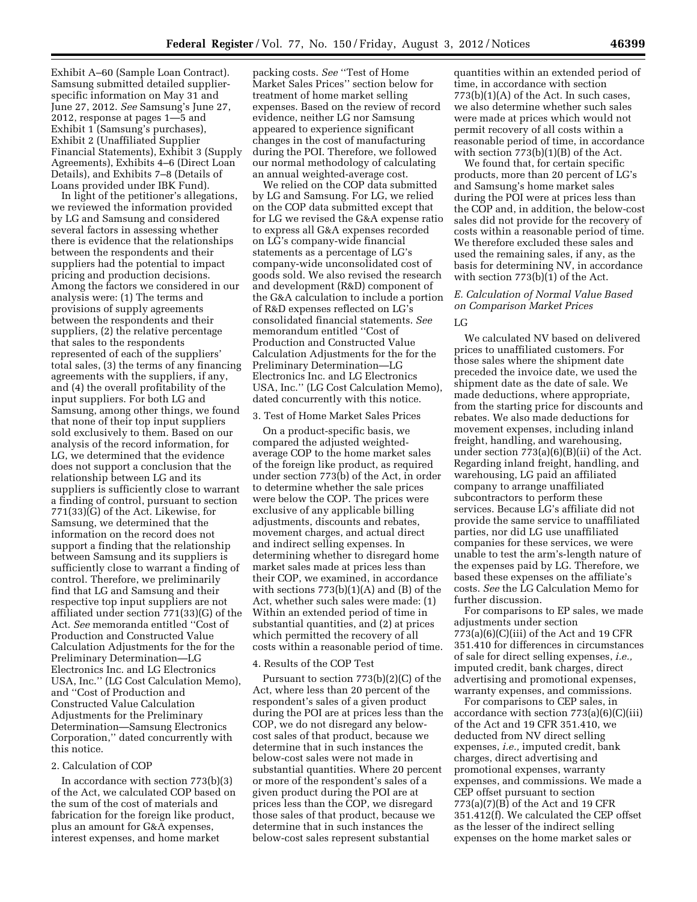Exhibit A–60 (Sample Loan Contract). Samsung submitted detailed supplier-specific information on May 31 and June 27, 2012. *See* Samsung's June 27, 2012, response at pages 1—5 and Exhibit 1 (Samsung's purchases), Exhibit 2 (Unaffiliated Supplier Financial Statements), Exhibit 3 (Supply Agreements), Exhibits 4–6 (Direct Loan Details), and Exhibits 7–8 (Details of Loans provided under IBK Fund).

In light of the petitioner's allegations, we reviewed the information provided by LG and Samsung and considered several factors in assessing whether there is evidence that the relationships between the respondents and their suppliers had the potential to impact pricing and production decisions. Among the factors we considered in our analysis were: (1) The terms and provisions of supply agreements between the respondents and their suppliers, (2) the relative percentage that sales to the respondents represented of each of the suppliers' total sales, (3) the terms of any financing agreements with the suppliers, if any, and (4) the overall profitability of the input suppliers. For both LG and Samsung, among other things, we found that none of their top input suppliers sold exclusively to them. Based on our analysis of the record information, for LG, we determined that the evidence does not support a conclusion that the relationship between LG and its suppliers is sufficiently close to warrant a finding of control, pursuant to section 771(33)(G) of the Act. Likewise, for Samsung, we determined that the information on the record does not support a finding that the relationship between Samsung and its suppliers is sufficiently close to warrant a finding of control. Therefore, we preliminarily find that LG and Samsung and their respective top input suppliers are not affiliated under section 771(33)(G) of the Act. *See* memoranda entitled ''Cost of Production and Constructed Value Calculation Adjustments for the for the Preliminary Determination—LG Electronics Inc. and LG Electronics USA, Inc.'' (LG Cost Calculation Memo), and ''Cost of Production and Constructed Value Calculation Adjustments for the Preliminary Determination—Samsung Electronics Corporation,'' dated concurrently with this notice.

2. Calculation of COP

In accordance with section 773(b)(3) of the Act, we calculated COP based on the sum of the cost of materials and fabrication for the foreign like product, plus an amount for G&A expenses, interest expenses, and home market packing costs. *See* ''Test of Home Market Sales Prices'' section below for treatment of home market selling expenses. Based on the review of record evidence, neither LG nor Samsung appeared to experience significant changes in the cost of manufacturing during the POI. Therefore, we followed our normal methodology of calculating an annual weighted-average cost.

We relied on the COP data submitted by LG and Samsung. For LG, we relied on the COP data submitted except that for LG we revised the G&A expense ratio to express all G&A expenses recorded on LG's company-wide financial statements as a percentage of LG's company-wide unconsolidated cost of goods sold. We also revised the research and development (R&D) component of the G&A calculation to include a portion of R&D expenses reflected on LG's consolidated financial statements. *See* memorandum entitled ''Cost of Production and Constructed Value Calculation Adjustments for the for the Preliminary Determination—LG Electronics Inc. and LG Electronics USA, Inc.'' (LG Cost Calculation Memo), dated concurrently with this notice.

3. Test of Home Market Sales Prices

On a product-specific basis, we compared the adjusted weighted-average COP to the home market sales of the foreign like product, as required under section 773(b) of the Act, in order to determine whether the sale prices were below the COP. The prices were exclusive of any applicable billing adjustments, discounts and rebates, movement charges, and actual direct and indirect selling expenses. In determining whether to disregard home market sales made at prices less than their COP, we examined, in accordance with sections 773(b)(1)(A) and (B) of the Act, whether such sales were made: (1) Within an extended period of time in substantial quantities, and (2) at prices which permitted the recovery of all costs within a reasonable period of time.

4. Results of the COP Test

Pursuant to section 773(b)(2)(C) of the Act, where less than 20 percent of the respondent's sales of a given product during the POI are at prices less than the COP, we do not disregard any below-cost sales of that product, because we determine that in such instances the below-cost sales were not made in substantial quantities. Where 20 percent or more of the respondent's sales of a given product during the POI are at prices less than the COP, we disregard those sales of that product, because we determine that in such instances the below-cost sales represent substantial quantities within an extended period of time, in accordance with section 773(b)(1)(A) of the Act. In such cases, we also determine whether such sales were made at prices which would not permit recovery of all costs within a reasonable period of time, in accordance with section 773(b)(1)(B) of the Act.

We found that, for certain specific products, more than 20 percent of LG's and Samsung's home market sales during the POI were at prices less than the COP and, in addition, the below-cost sales did not provide for the recovery of costs within a reasonable period of time. We therefore excluded these sales and used the remaining sales, if any, as the basis for determining NV, in accordance with section 773(b)(1) of the Act.

### *E. Calculation of Normal Value Based on Comparison Market Prices*

LG

We calculated NV based on delivered prices to unaffiliated customers. For those sales where the shipment date preceded the invoice date, we used the shipment date as the date of sale. We made deductions, where appropriate, from the starting price for discounts and rebates. We also made deductions for movement expenses, including inland freight, handling, and warehousing, under section 773(a)(6)(B)(ii) of the Act. Regarding inland freight, handling, and warehousing, LG paid an affiliated company to arrange unaffiliated subcontractors to perform these services. Because LG's affiliate did not provide the same service to unaffiliated parties, nor did LG use unaffiliated companies for these services, we were unable to test the arm's-length nature of the expenses paid by LG. Therefore, we based these expenses on the affiliate's costs. *See* the LG Calculation Memo for further discussion.

For comparisons to EP sales, we made adjustments under section 773(a)(6)(C)(iii) of the Act and 19 CFR 351.410 for differences in circumstances of sale for direct selling expenses, *i.e.,* imputed credit, bank charges, direct advertising and promotional expenses, warranty expenses, and commissions.

For comparisons to CEP sales, in accordance with section 773(a)(6)(C)(iii) of the Act and 19 CFR 351.410, we deducted from NV direct selling expenses, *i.e.,* imputed credit, bank charges, direct advertising and promotional expenses, warranty expenses, and commissions. We made a CEP offset pursuant to section 773(a)(7)(B) of the Act and 19 CFR 351.412(f). We calculated the CEP offset as the lesser of the indirect selling expenses on the home market sales or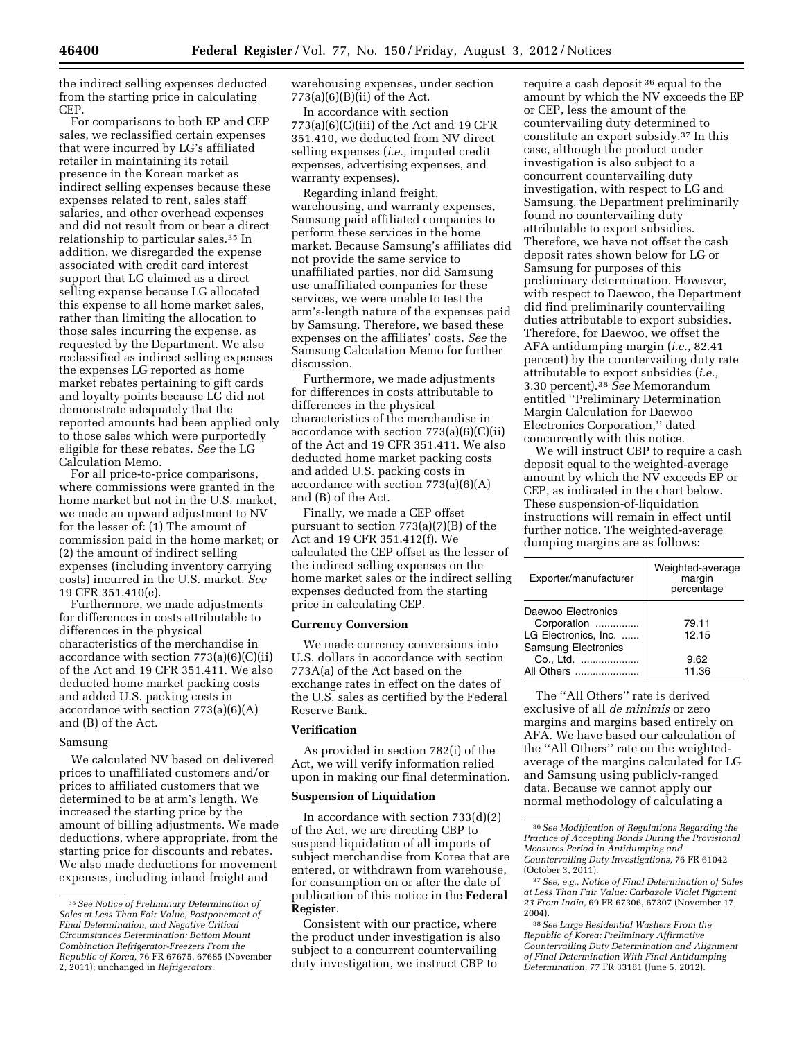the indirect selling expenses deducted from the starting price in calculating CEP.

For comparisons to both EP and CEP sales, we reclassified certain expenses that were incurred by LG's affiliated retailer in maintaining its retail presence in the Korean market as indirect selling expenses because these expenses related to rent, sales staff salaries, and other overhead expenses and did not result from or bear a direct relationship to particular sales.[35] In addition, we disregarded the expense associated with credit card interest support that LG claimed as a direct selling expense because LG allocated this expense to all home market sales, rather than limiting the allocation to those sales incurring the expense, as requested by the Department. We also reclassified as indirect selling expenses the expenses LG reported as home market rebates pertaining to gift cards and loyalty points because LG did not demonstrate adequately that the reported amounts had been applied only to those sales which were purportedly eligible for these rebates. *See* the LG Calculation Memo.

For all price-to-price comparisons, where commissions were granted in the home market but not in the U.S. market, we made an upward adjustment to NV for the lesser of: (1) The amount of commission paid in the home market; or (2) the amount of indirect selling expenses (including inventory carrying costs) incurred in the U.S. market. *See* 19 CFR 351.410(e).

Furthermore, we made adjustments for differences in costs attributable to differences in the physical characteristics of the merchandise in accordance with section 773(a)(6)(C)(ii) of the Act and 19 CFR 351.411. We also deducted home market packing costs and added U.S. packing costs in accordance with section 773(a)(6)(A) and (B) of the Act.

Samsung

We calculated NV based on delivered prices to unaffiliated customers and/or prices to affiliated customers that we determined to be at arm's length. We increased the starting price by the amount of billing adjustments. We made deductions, where appropriate, from the starting price for discounts and rebates. We also made deductions for movement expenses, including inland freight and warehousing expenses, under section 773(a)(6)(B)(ii) of the Act.

In accordance with section 773(a)(6)(C)(iii) of the Act and 19 CFR 351.410, we deducted from NV direct selling expenses (*i.e.,* imputed credit expenses, advertising expenses, and warranty expenses).

Regarding inland freight, warehousing, and warranty expenses, Samsung paid affiliated companies to perform these services in the home market. Because Samsung's affiliates did not provide the same service to unaffiliated parties, nor did Samsung use unaffiliated companies for these services, we were unable to test the arm's-length nature of the expenses paid by Samsung. Therefore, we based these expenses on the affiliates' costs. *See* the Samsung Calculation Memo for further discussion.

Furthermore, we made adjustments for differences in costs attributable to differences in the physical characteristics of the merchandise in accordance with section 773(a)(6)(C)(ii) of the Act and 19 CFR 351.411. We also deducted home market packing costs and added U.S. packing costs in accordance with section 773(a)(6)(A) and (B) of the Act.

Finally, we made a CEP offset pursuant to section 773(a)(7)(B) of the Act and 19 CFR 351.412(f). We calculated the CEP offset as the lesser of the indirect selling expenses on the home market sales or the indirect selling expenses deducted from the starting price in calculating CEP.

**Currency Conversion**

We made currency conversions into U.S. dollars in accordance with section 773A(a) of the Act based on the exchange rates in effect on the dates of the U.S. sales as certified by the Federal Reserve Bank.

**Verification**

As provided in section 782(i) of the Act, we will verify information relied upon in making our final determination.

**Suspension of Liquidation**

In accordance with section 733(d)(2) of the Act, we are directing CBP to suspend liquidation of all imports of subject merchandise from Korea that are entered, or withdrawn from warehouse, for consumption on or after the date of publication of this notice in the **Federal Register**.

Consistent with our practice, where the product under investigation is also subject to a concurrent countervailing duty investigation, we instruct CBP to require a cash deposit[36] equal to the amount by which the NV exceeds the EP or CEP, less the amount of the countervailing duty determined to constitute an export subsidy.[37] In this case, although the product under investigation is also subject to a concurrent countervailing duty investigation, with respect to LG and Samsung, the Department preliminarily found no countervailing duty attributable to export subsidies. Therefore, we have not offset the cash deposit rates shown below for LG or Samsung for purposes of this preliminary determination. However, with respect to Daewoo, the Department did find preliminarily countervailing duties attributable to export subsidies. Therefore, for Daewoo, we offset the AFA antidumping margin (*i.e.,* 82.41 percent) by the countervailing duty rate attributable to export subsidies (*i.e.,* 3.30 percent).[38] *See* Memorandum entitled ''Preliminary Determination Margin Calculation for Daewoo Electronics Corporation,'' dated concurrently with this notice.

We will instruct CBP to require a cash deposit equal to the weighted-average amount by which the NV exceeds EP or CEP, as indicated in the chart below. These suspension-of-liquidation instructions will remain in effect until further notice. The weighted-average dumping margins are as follows:

| Exporter/manufacturer | Weighted-average margin percentage |
|---|---|
| Daewoo Electronics Corporation | 79.11 |
| LG Electronics, Inc. | 12.15 |
| Samsung Electronics Co., Ltd. | 9.62 |
| All Others | 11.36 |

The ''All Others'' rate is derived exclusive of all *de minimis* or zero margins and margins based entirely on AFA. We have based our calculation of the ''All Others'' rate on the weighted-average of the margins calculated for LG and Samsung using publicly-ranged data. Because we cannot apply our normal methodology of calculating a

---

[35] *See Notice of Preliminary Determination of Sales at Less Than Fair Value, Postponement of Final Determination, and Negative Critical Circumstances Determination: Bottom Mount Combination Refrigerator-Freezers From the Republic of Korea,* 76 FR 67675, 67685 (November 2, 2011); unchanged in *Refrigerators.*

[36] *See Modification of Regulations Regarding the Practice of Accepting Bonds During the Provisional Measures Period in Antidumping and Countervailing Duty Investigations,* 76 FR 61042 (October 3, 2011).

[37] *See, e.g., Notice of Final Determination of Sales at Less Than Fair Value: Carbazole Violet Pigment 23 From India,* 69 FR 67306, 67307 (November 17, 2004).

[38] *See Large Residential Washers From the Republic of Korea: Preliminary Affirmative Countervailing Duty Determination and Alignment of Final Determination With Final Antidumping Determination,* 77 FR 33181 (June 5, 2012).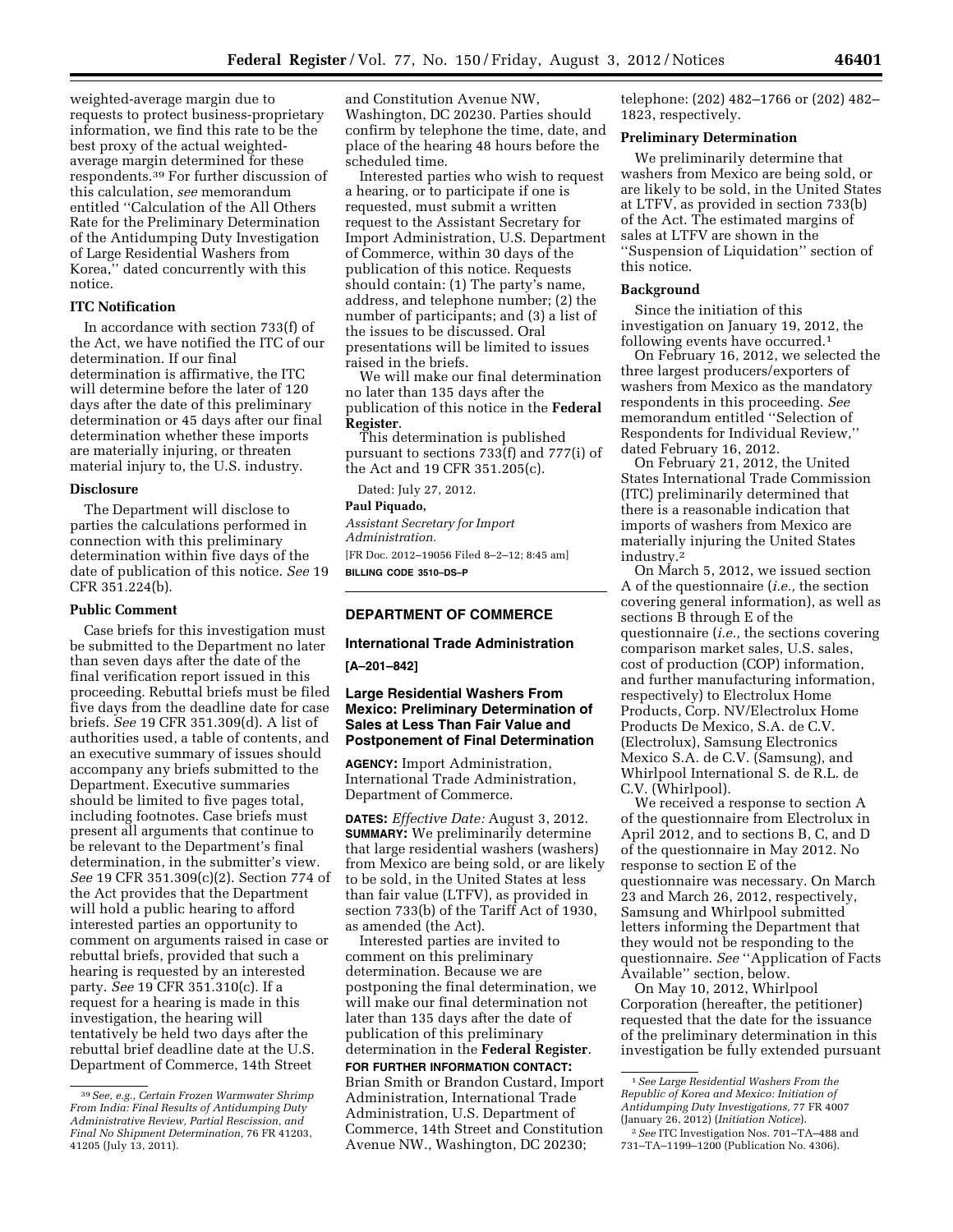weighted-average margin due to requests to protect business-proprietary information, we find this rate to be the best proxy of the actual weighted-average margin determined for these respondents.[39] For further discussion of this calculation, *see* memorandum entitled ''Calculation of the All Others Rate for the Preliminary Determination of the Antidumping Duty Investigation of Large Residential Washers from Korea,'' dated concurrently with this notice.

### ITC Notification

In accordance with section 733(f) of the Act, we have notified the ITC of our determination. If our final determination is affirmative, the ITC will determine before the later of 120 days after the date of this preliminary determination or 45 days after our final determination whether these imports are materially injuring, or threaten material injury to, the U.S. industry.

### Disclosure

The Department will disclose to parties the calculations performed in connection with this preliminary determination within five days of the date of publication of this notice. *See* 19 CFR 351.224(b).

### Public Comment

Case briefs for this investigation must be submitted to the Department no later than seven days after the date of the final verification report issued in this proceeding. Rebuttal briefs must be filed five days from the deadline date for case briefs. *See* 19 CFR 351.309(d). A list of authorities used, a table of contents, and an executive summary of issues should accompany any briefs submitted to the Department. Executive summaries should be limited to five pages total, including footnotes. Case briefs must present all arguments that continue to be relevant to the Department's final determination, in the submitter's view. *See* 19 CFR 351.309(c)(2). Section 774 of the Act provides that the Department will hold a public hearing to afford interested parties an opportunity to comment on arguments raised in case or rebuttal briefs, provided that such a hearing is requested by an interested party. *See* 19 CFR 351.310(c). If a request for a hearing is made in this investigation, the hearing will tentatively be held two days after the rebuttal brief deadline date at the U.S. Department of Commerce, 14th Street and Constitution Avenue NW, Washington, DC 20230. Parties should confirm by telephone the time, date, and place of the hearing 48 hours before the scheduled time.

Interested parties who wish to request a hearing, or to participate if one is requested, must submit a written request to the Assistant Secretary for Import Administration, U.S. Department of Commerce, within 30 days of the publication of this notice. Requests should contain: (1) The party's name, address, and telephone number; (2) the number of participants; and (3) a list of the issues to be discussed. Oral presentations will be limited to issues raised in the briefs.

We will make our final determination no later than 135 days after the publication of this notice in the **Federal Register**.

This determination is published pursuant to sections 733(f) and 777(i) of the Act and 19 CFR 351.205(c).

Dated: July 27, 2012.

**Paul Piquado,**

*Assistant Secretary for Import Administration.*

[FR Doc. 2012–19056 Filed 8–2–12; 8:45 am]

**BILLING CODE 3510–DS–P**

[39] *See, e.g., Certain Frozen Warmwater Shrimp From India: Final Results of Antidumping Duty Administrative Review, Partial Rescission, and Final No Shipment Determination,* 76 FR 41203, 41205 (July 13, 2011).

## DEPARTMENT OF COMMERCE

### International Trade Administration

**[A–201–842]**

### Large Residential Washers From Mexico: Preliminary Determination of Sales at Less Than Fair Value and Postponement of Final Determination

**AGENCY:** Import Administration, International Trade Administration, Department of Commerce.

**DATES:** *Effective Date:* August 3, 2012.

**SUMMARY:** We preliminarily determine that large residential washers (washers) from Mexico are being sold, or are likely to be sold, in the United States at less than fair value (LTFV), as provided in section 733(b) of the Tariff Act of 1930, as amended (the Act).

Interested parties are invited to comment on this preliminary determination. Because we are postponing the final determination, we will make our final determination not later than 135 days after the date of publication of this preliminary determination in the **Federal Register**.

**FOR FURTHER INFORMATION CONTACT:** Brian Smith or Brandon Custard, Import Administration, International Trade Administration, U.S. Department of Commerce, 14th Street and Constitution Avenue NW., Washington, DC 20230; telephone: (202) 482–1766 or (202) 482–1823, respectively.

### Preliminary Determination

We preliminarily determine that washers from Mexico are being sold, or are likely to be sold, in the United States at LTFV, as provided in section 733(b) of the Act. The estimated margins of sales at LTFV are shown in the ''Suspension of Liquidation'' section of this notice.

### Background

Since the initiation of this investigation on January 19, 2012, the following events have occurred.[1]

On February 16, 2012, we selected the three largest producers/exporters of washers from Mexico as the mandatory respondents in this proceeding. *See* memorandum entitled ''Selection of Respondents for Individual Review,'' dated February 16, 2012.

On February 21, 2012, the United States International Trade Commission (ITC) preliminarily determined that there is a reasonable indication that imports of washers from Mexico are materially injuring the United States industry.[2]

On March 5, 2012, we issued section A of the questionnaire (*i.e.,* the section covering general information), as well as sections B through E of the questionnaire (*i.e.,* the sections covering comparison market sales, U.S. sales, cost of production (COP) information, and further manufacturing information, respectively) to Electrolux Home Products, Corp. NV/Electrolux Home Products De Mexico, S.A. de C.V. (Electrolux), Samsung Electronics Mexico S.A. de C.V. (Samsung), and Whirlpool International S. de R.L. de C.V. (Whirlpool).

We received a response to section A of the questionnaire from Electrolux in April 2012, and to sections B, C, and D of the questionnaire in May 2012. No response to section E of the questionnaire was necessary. On March 23 and March 26, 2012, respectively, Samsung and Whirlpool submitted letters informing the Department that they would not be responding to the questionnaire. *See* ''Application of Facts Available'' section, below.

On May 10, 2012, Whirlpool Corporation (hereafter, the petitioner) requested that the date for the issuance of the preliminary determination in this investigation be fully extended pursuant

[1] *See Large Residential Washers From the Republic of Korea and Mexico: Initiation of Antidumping Duty Investigations,* 77 FR 4007 (January 26, 2012) (*Initiation Notice*).

[2] *See* ITC Investigation Nos. 701–TA–488 and 731–TA–1199–1200 (Publication No. 4306).